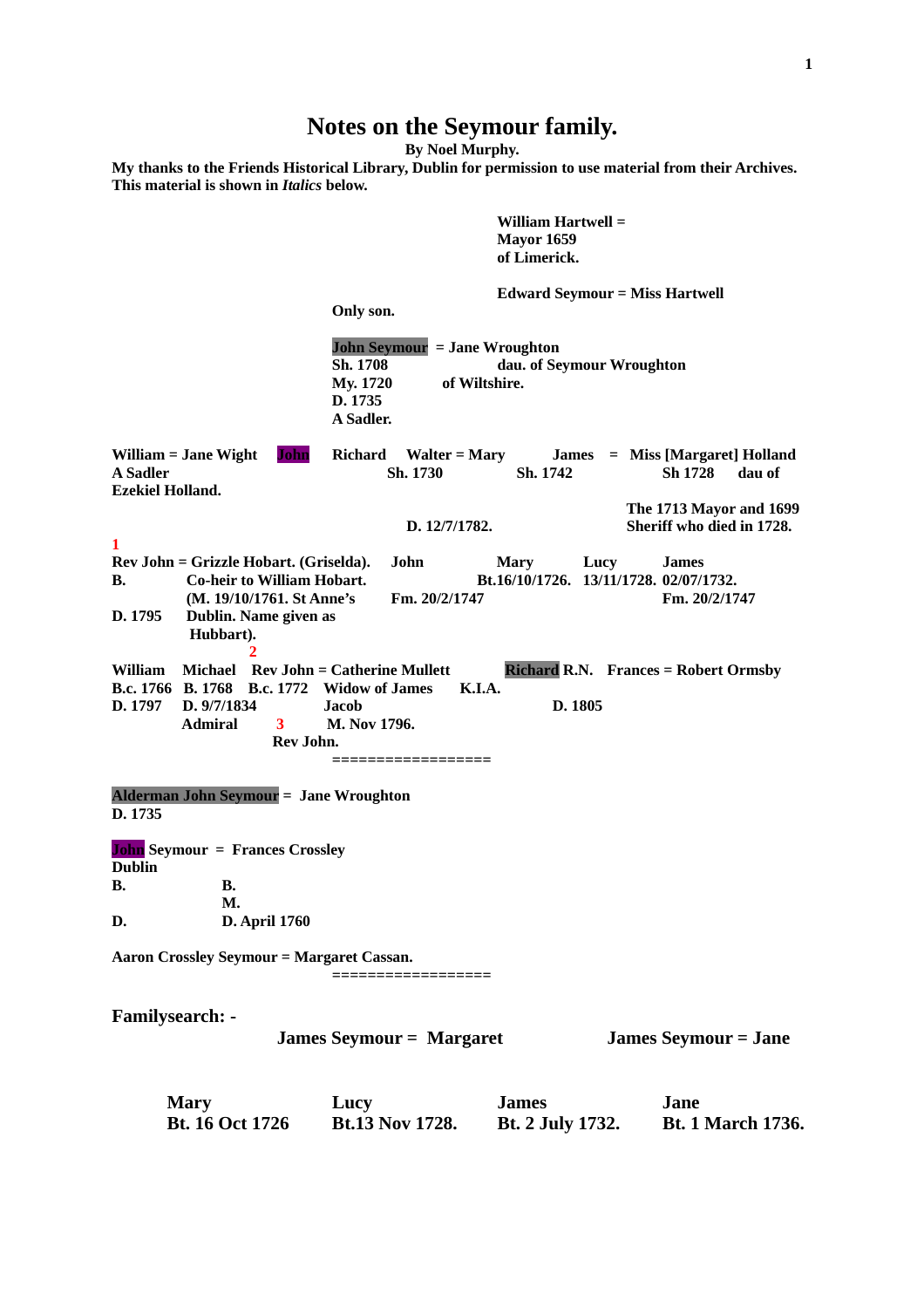# Notes on the Seymour family.

**By Noel Murphy.**

**My thanks to the Friends Historical Library, Dublin for permission to use material from their Archives. This material is shown in *Italics* below.**

**William Hartwell =**
**Mayor 1659**
**of Limerick.**

**Edward Seymour = Miss Hartwell**

**Only son.**

**John Seymour = Jane Wroughton**
**Sh. 1708 dau. of Seymour Wroughton**
**My. 1720 of Wiltshire.**
**D. 1735**
**A Sadler.**

**William = Jane Wight** | **John** | **Richard** | **Walter = Mary** | **James = Miss [Margaret] Holland**
**A Sadler** | | | **Sh. 1730** | **Sh. 1742** **Sh 1728 dau of**
**Ezekiel Holland.**

**The 1713 Mayor and 1699 Sheriff who died in 1728.**

**D. 12/7/1782.**

**1**

**Rev John = Grizzle Hobart. (Griselda).** | **John** | **Mary** | **Lucy** | **James**
**B.** **Co-heir to William Hobart.** | | **Bt.16/10/1726.** | **13/11/1728.** | **02/07/1732.**
**(M. 19/10/1761. St Anne's** | **Fm. 20/2/1747** | | | **Fm. 20/2/1747**
**D. 1795** **Dublin. Name given as Hubbart).**

**2**

**William** | **Michael** | **Rev John = Catherine Mullett** | **Richard R.N.** | **Frances = Robert Ormsby**
**B.c. 1766** | **B. 1768** | **B.c. 1772** **Widow of James** | **K.I.A.**
**D. 1797** | **D. 9/7/1834** | **Jacob** | | **D. 1805**
**Admiral** | **3** **M. Nov 1796.**
**Rev John.**

**=================**

**Alderman John Seymour = Jane Wroughton**
**D. 1735**

**John Seymour = Frances Crossley**
**Dublin**
**B.** **B.**
**M.**
**D.** **D. April 1760**

**Aaron Crossley Seymour = Margaret Cassan.**

**=================**

**Familysearch: -**

**James Seymour = Margaret** **James Seymour = Jane**

| Mary | Lucy | James | Jane |
|---|---|---|---|
| Bt. 16 Oct 1726 | Bt.13 Nov 1728. | Bt. 2 July 1732. | Bt. 1 March 1736. |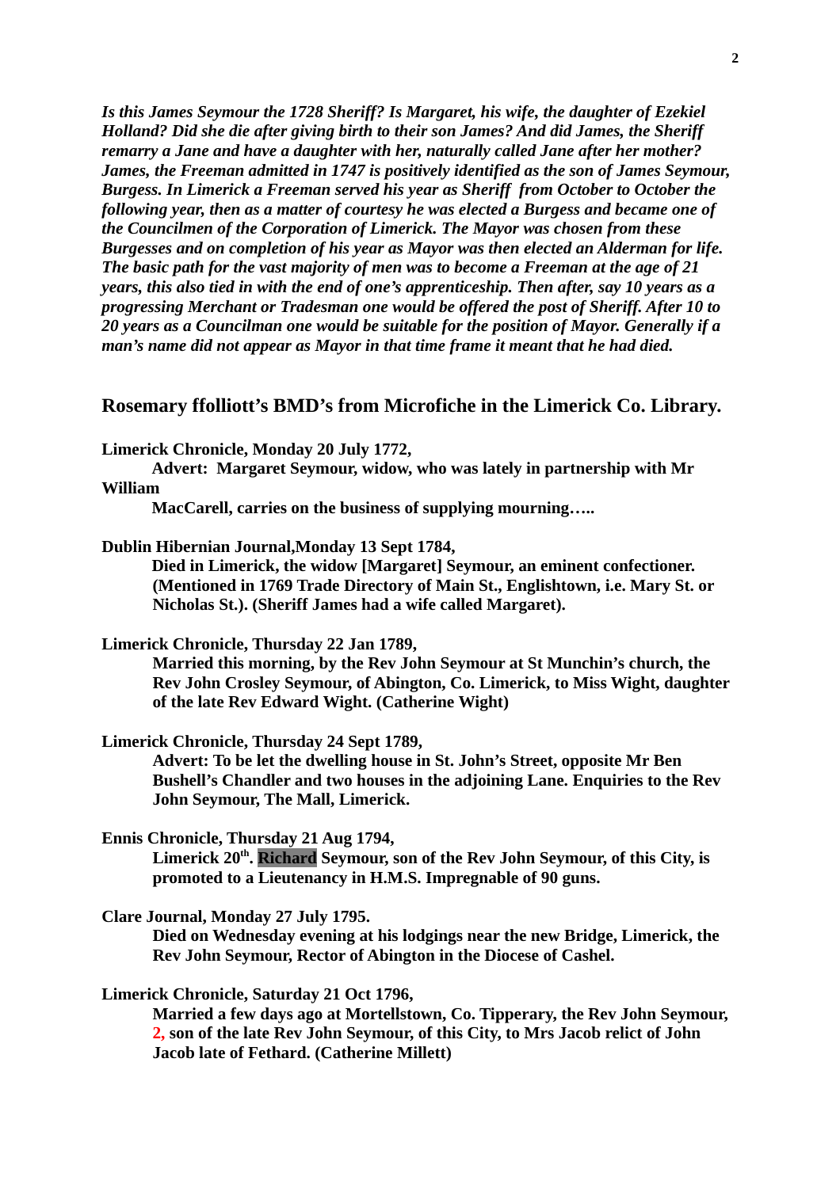***Is this James Seymour the 1728 Sheriff? Is Margaret, his wife, the daughter of Ezekiel Holland? Did she die after giving birth to their son James? And did James, the Sheriff remarry a Jane and have a daughter with her, naturally called Jane after her mother? James, the Freeman admitted in 1747 is positively identified as the son of James Seymour, Burgess. In Limerick a Freeman served his year as Sheriff from October to October the following year, then as a matter of courtesy he was elected a Burgess and became one of the Councilmen of the Corporation of Limerick. The Mayor was chosen from these Burgesses and on completion of his year as Mayor was then elected an Alderman for life. The basic path for the vast majority of men was to become a Freeman at the age of 21 years, this also tied in with the end of one's apprenticeship. Then after, say 10 years as a progressing Merchant or Tradesman one would be offered the post of Sheriff. After 10 to 20 years as a Councilman one would be suitable for the position of Mayor. Generally if a man's name did not appear as Mayor in that time frame it meant that he had died.***

## Rosemary ffolliott's BMD's from Microfiche in the Limerick Co. Library.

**Limerick Chronicle, Monday 20 July 1772,**

**Advert: Margaret Seymour, widow, who was lately in partnership with Mr William MacCarell, carries on the business of supplying mourning…..**

**Dublin Hibernian Journal,Monday 13 Sept 1784,**

**Died in Limerick, the widow [Margaret] Seymour, an eminent confectioner. (Mentioned in 1769 Trade Directory of Main St., Englishtown, i.e. Mary St. or Nicholas St.). (Sheriff James had a wife called Margaret).**

**Limerick Chronicle, Thursday 22 Jan 1789,**

**Married this morning, by the Rev John Seymour at St Munchin's church, the Rev John Crosley Seymour, of Abington, Co. Limerick, to Miss Wight, daughter of the late Rev Edward Wight. (Catherine Wight)**

**Limerick Chronicle, Thursday 24 Sept 1789,**

**Advert: To be let the dwelling house in St. John's Street, opposite Mr Ben Bushell's Chandler and two houses in the adjoining Lane. Enquiries to the Rev John Seymour, The Mall, Limerick.**

**Ennis Chronicle, Thursday 21 Aug 1794,**

**Limerick 20th. Richard Seymour, son of the Rev John Seymour, of this City, is promoted to a Lieutenancy in H.M.S. Impregnable of 90 guns.**

**Clare Journal, Monday 27 July 1795.**

**Died on Wednesday evening at his lodgings near the new Bridge, Limerick, the Rev John Seymour, Rector of Abington in the Diocese of Cashel.**

**Limerick Chronicle, Saturday 21 Oct 1796,**

**Married a few days ago at Mortellstown, Co. Tipperary, the Rev John Seymour, 2, son of the late Rev John Seymour, of this City, to Mrs Jacob relict of John Jacob late of Fethard. (Catherine Millett)**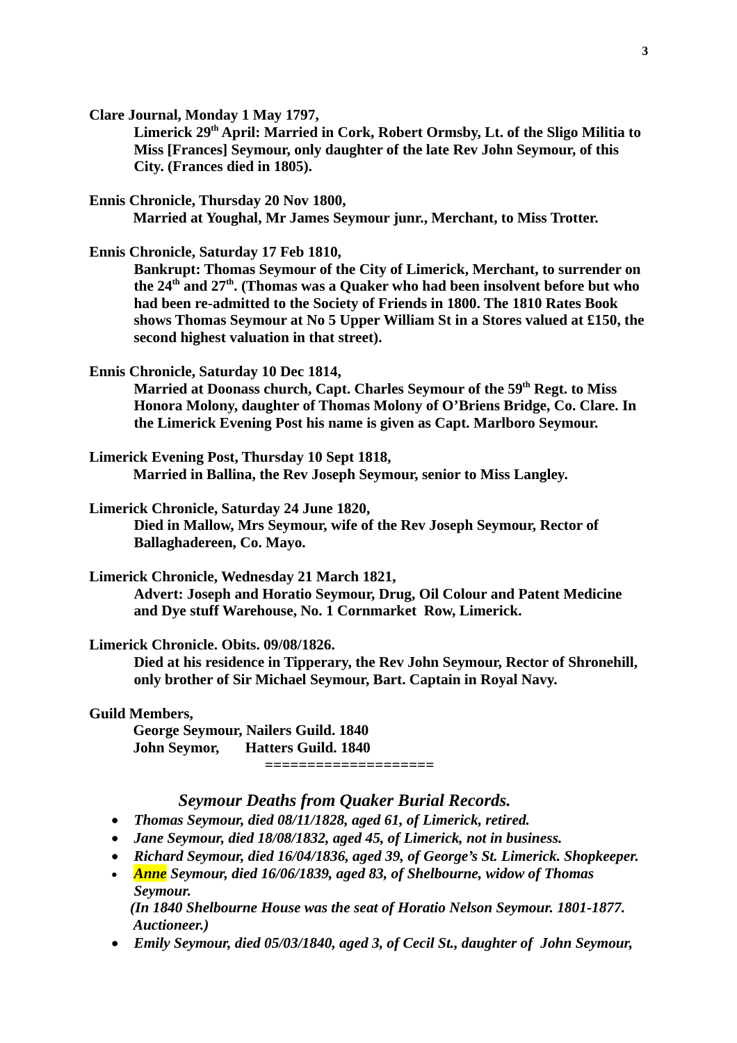**Clare Journal, Monday 1 May 1797,**

**Limerick 29th April: Married in Cork, Robert Ormsby, Lt. of the Sligo Militia to Miss [Frances] Seymour, only daughter of the late Rev John Seymour, of this City. (Frances died in 1805).**

**Ennis Chronicle, Thursday 20 Nov 1800,**

**Married at Youghal, Mr James Seymour junr., Merchant, to Miss Trotter.**

**Ennis Chronicle, Saturday 17 Feb 1810,**

**Bankrupt: Thomas Seymour of the City of Limerick, Merchant, to surrender on the 24th and 27th. (Thomas was a Quaker who had been insolvent before but who had been re-admitted to the Society of Friends in 1800. The 1810 Rates Book shows Thomas Seymour at No 5 Upper William St in a Stores valued at £150, the second highest valuation in that street).**

**Ennis Chronicle, Saturday 10 Dec 1814,**

**Married at Doonass church, Capt. Charles Seymour of the 59th Regt. to Miss Honora Molony, daughter of Thomas Molony of O'Briens Bridge, Co. Clare. In the Limerick Evening Post his name is given as Capt. Marlboro Seymour.**

**Limerick Evening Post, Thursday 10 Sept 1818,**

**Married in Ballina, the Rev Joseph Seymour, senior to Miss Langley.**

**Limerick Chronicle, Saturday 24 June 1820,**

**Died in Mallow, Mrs Seymour, wife of the Rev Joseph Seymour, Rector of Ballaghadereen, Co. Mayo.**

**Limerick Chronicle, Wednesday 21 March 1821,**

**Advert: Joseph and Horatio Seymour, Drug, Oil Colour and Patent Medicine and Dye stuff Warehouse, No. 1 Cornmarket Row, Limerick.**

**Limerick Chronicle. Obits. 09/08/1826.**

**Died at his residence in Tipperary, the Rev John Seymour, Rector of Shronehill, only brother of Sir Michael Seymour, Bart. Captain in Royal Navy.**

**Guild Members,**

**George Seymour, Nailers Guild. 1840**
**John Seymor, Hatters Guild. 1840**

**===================**

## ***Seymour Deaths from Quaker Burial Records.***

- ***Thomas Seymour, died 08/11/1828, aged 61, of Limerick, retired.***
- ***Jane Seymour, died 18/08/1832, aged 45, of Limerick, not in business.***
- ***Richard Seymour, died 16/04/1836, aged 39, of George's St. Limerick. Shopkeeper.***
- ***Anne Seymour, died 16/06/1839, aged 83, of Shelbourne, widow of Thomas Seymour.***
  ***(In 1840 Shelbourne House was the seat of Horatio Nelson Seymour. 1801-1877. Auctioneer.)***
- ***Emily Seymour, died 05/03/1840, aged 3, of Cecil St., daughter of John Seymour,***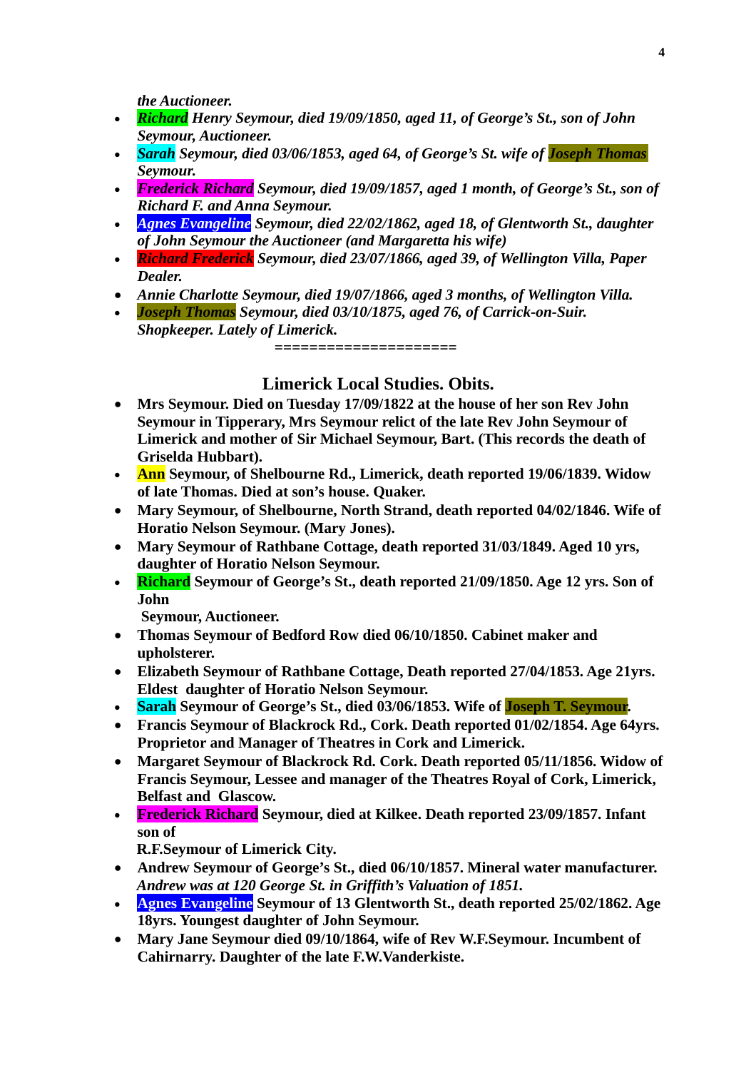*the Auctioneer.*

- ***Richard** Henry Seymour, died 19/09/1850, aged 11, of George's St., son of John Seymour, Auctioneer.*
- ***Sarah** Seymour, died 03/06/1853, aged 64, of George's St. wife of **Joseph Thomas** Seymour.*
- ***Frederick Richard** Seymour, died 19/09/1857, aged 1 month, of George's St., son of Richard F. and Anna Seymour.*
- ***Agnes Evangeline** Seymour, died 22/02/1862, aged 18, of Glentworth St., daughter of John Seymour the Auctioneer (and Margaretta his wife)*
- ***Richard Frederick** Seymour, died 23/07/1866, aged 39, of Wellington Villa, Paper Dealer.*
- *Annie Charlotte Seymour, died 19/07/1866, aged 3 months, of Wellington Villa.*
- ***Joseph Thomas** Seymour, died 03/10/1875, aged 76, of Carrick-on-Suir. Shopkeeper. Lately of Limerick.*

====================

## Limerick Local Studies. Obits.

- **Mrs Seymour. Died on Tuesday 17/09/1822 at the house of her son Rev John Seymour in Tipperary, Mrs Seymour relict of the late Rev John Seymour of Limerick and mother of Sir Michael Seymour, Bart. (This records the death of Griselda Hubbart).**
- **Ann Seymour, of Shelbourne Rd., Limerick, death reported 19/06/1839. Widow of late Thomas. Died at son's house. Quaker.**
- **Mary Seymour, of Shelbourne, North Strand, death reported 04/02/1846. Wife of Horatio Nelson Seymour. (Mary Jones).**
- **Mary Seymour of Rathbane Cottage, death reported 31/03/1849. Aged 10 yrs, daughter of Horatio Nelson Seymour.**
- **Richard Seymour of George's St., death reported 21/09/1850. Age 12 yrs. Son of John Seymour, Auctioneer.**
- **Thomas Seymour of Bedford Row died 06/10/1850. Cabinet maker and upholsterer.**
- **Elizabeth Seymour of Rathbane Cottage, Death reported 27/04/1853. Age 21yrs. Eldest daughter of Horatio Nelson Seymour.**
- **Sarah Seymour of George's St., died 03/06/1853. Wife of Joseph T. Seymour.**
- **Francis Seymour of Blackrock Rd., Cork. Death reported 01/02/1854. Age 64yrs. Proprietor and Manager of Theatres in Cork and Limerick.**
- **Margaret Seymour of Blackrock Rd. Cork. Death reported 05/11/1856. Widow of Francis Seymour, Lessee and manager of the Theatres Royal of Cork, Limerick, Belfast and Glascow.**
- **Frederick Richard Seymour, died at Kilkee. Death reported 23/09/1857. Infant son of R.F.Seymour of Limerick City.**
- **Andrew Seymour of George's St., died 06/10/1857. Mineral water manufacturer.** ***Andrew was at 120 George St. in Griffith's Valuation of 1851.***
- **Agnes Evangeline Seymour of 13 Glentworth St., death reported 25/02/1862. Age 18yrs. Youngest daughter of John Seymour.**
- **Mary Jane Seymour died 09/10/1864, wife of Rev W.F.Seymour. Incumbent of Cahirnarry. Daughter of the late F.W.Vanderkiste.**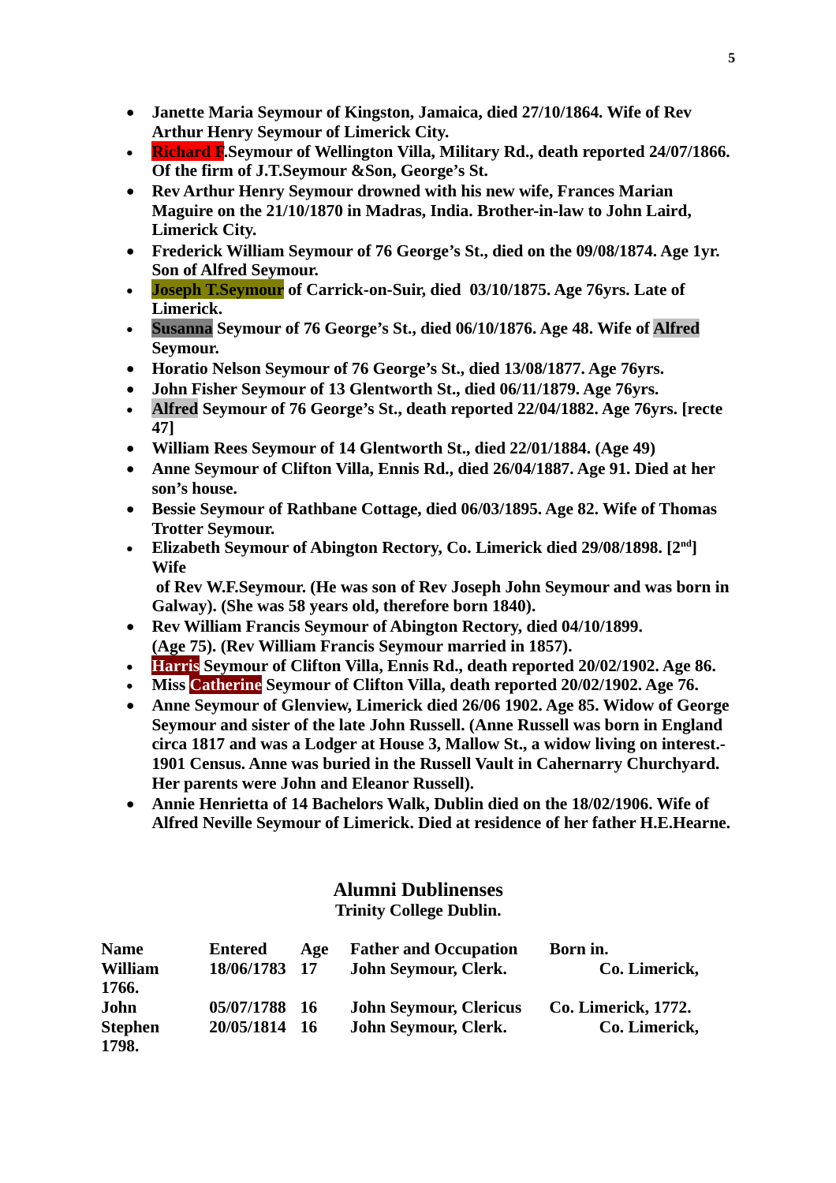- **Janette Maria Seymour of Kingston, Jamaica, died 27/10/1864. Wife of Rev Arthur Henry Seymour of Limerick City.**
- **Richard F.Seymour of Wellington Villa, Military Rd., death reported 24/07/1866. Of the firm of J.T.Seymour &Son, George's St.**
- **Rev Arthur Henry Seymour drowned with his new wife, Frances Marian Maguire on the 21/10/1870 in Madras, India. Brother-in-law to John Laird, Limerick City.**
- **Frederick William Seymour of 76 George's St., died on the 09/08/1874. Age 1yr. Son of Alfred Seymour.**
- **Joseph T.Seymour of Carrick-on-Suir, died 03/10/1875. Age 76yrs. Late of Limerick.**
- **Susanna Seymour of 76 George's St., died 06/10/1876. Age 48. Wife of Alfred Seymour.**
- **Horatio Nelson Seymour of 76 George's St., died 13/08/1877. Age 76yrs.**
- **John Fisher Seymour of 13 Glentworth St., died 06/11/1879. Age 76yrs.**
- **Alfred Seymour of 76 George's St., death reported 22/04/1882. Age 76yrs. [recte 47]**
- **William Rees Seymour of 14 Glentworth St., died 22/01/1884. (Age 49)**
- **Anne Seymour of Clifton Villa, Ennis Rd., died 26/04/1887. Age 91. Died at her son's house.**
- **Bessie Seymour of Rathbane Cottage, died 06/03/1895. Age 82. Wife of Thomas Trotter Seymour.**
- **Elizabeth Seymour of Abington Rectory, Co. Limerick died 29/08/1898. [2nd] Wife of Rev W.F.Seymour. (He was son of Rev Joseph John Seymour and was born in Galway). (She was 58 years old, therefore born 1840).**
- **Rev William Francis Seymour of Abington Rectory, died 04/10/1899. (Age 75). (Rev William Francis Seymour married in 1857).**
- **Harris Seymour of Clifton Villa, Ennis Rd., death reported 20/02/1902. Age 86.**
- **Miss Catherine Seymour of Clifton Villa, death reported 20/02/1902. Age 76.**
- **Anne Seymour of Glenview, Limerick died 26/06 1902. Age 85. Widow of George Seymour and sister of the late John Russell. (Anne Russell was born in England circa 1817 and was a Lodger at House 3, Mallow St., a widow living on interest.- 1901 Census. Anne was buried in the Russell Vault in Cahernarry Churchyard. Her parents were John and Eleanor Russell).**
- **Annie Henrietta of 14 Bachelors Walk, Dublin died on the 18/02/1906. Wife of Alfred Neville Seymour of Limerick. Died at residence of her father H.E.Hearne.**

## Alumni Dublinenses

**Trinity College Dublin.**

| Name | Entered | Age | Father and Occupation | Born in. |
|---|---|---|---|---|
| William | 18/06/1783 | 17 | John Seymour, Clerk. | Co. Limerick, 1766. |
| John | 05/07/1788 | 16 | John Seymour, Clericus | Co. Limerick, 1772. |
| Stephen | 20/05/1814 | 16 | John Seymour, Clerk. | Co. Limerick, 1798. |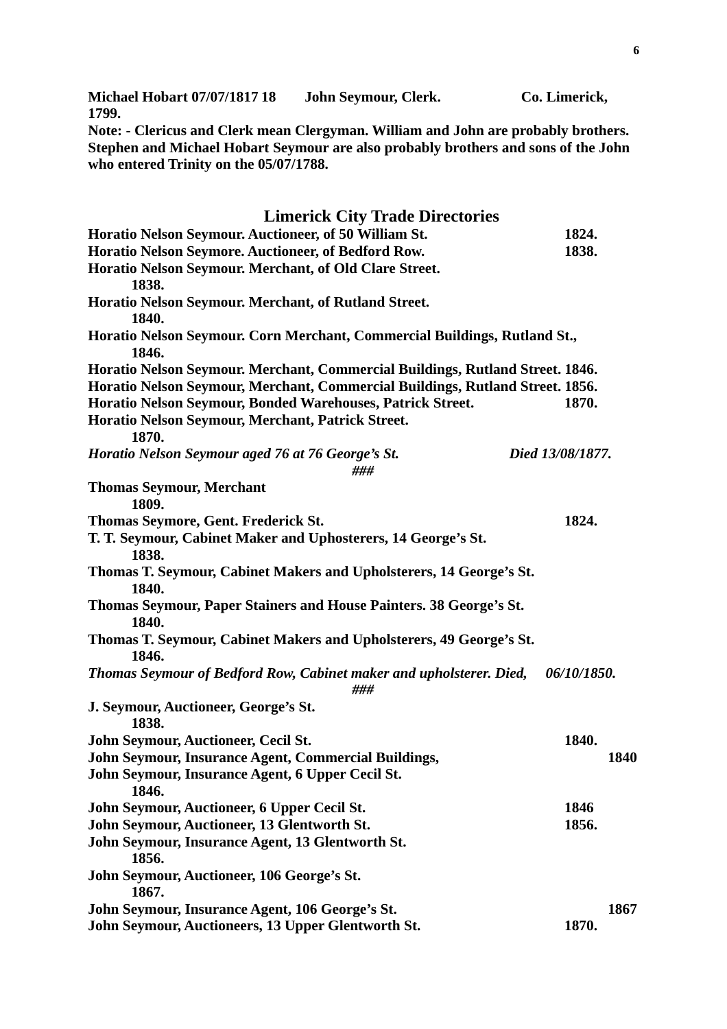**Michael Hobart 07/07/1817 18 John Seymour, Clerk. Co. Limerick, 1799.**

**Note: - Clericus and Clerk mean Clergyman. William and John are probably brothers. Stephen and Michael Hobart Seymour are also probably brothers and sons of the John who entered Trinity on the 05/07/1788.**

## Limerick City Trade Directories

**Horatio Nelson Seymour. Auctioneer, of 50 William St. 1824.**
**Horatio Nelson Seymore. Auctioneer, of Bedford Row. 1838.**
**Horatio Nelson Seymour. Merchant, of Old Clare Street. 1838.**
**Horatio Nelson Seymour. Merchant, of Rutland Street. 1840.**
**Horatio Nelson Seymour. Corn Merchant, Commercial Buildings, Rutland St., 1846.**
**Horatio Nelson Seymour. Merchant, Commercial Buildings, Rutland Street. 1846.**
**Horatio Nelson Seymour, Merchant, Commercial Buildings, Rutland Street. 1856.**
**Horatio Nelson Seymour, Bonded Warehouses, Patrick Street. 1870.**
**Horatio Nelson Seymour, Merchant, Patrick Street. 1870.**
***Horatio Nelson Seymour aged 76 at 76 George's St. Died 13/08/1877.***

***###***

**Thomas Seymour, Merchant 1809.**
**Thomas Seymore, Gent. Frederick St. 1824.**
**T. T. Seymour, Cabinet Maker and Uphosterers, 14 George's St. 1838.**
**Thomas T. Seymour, Cabinet Makers and Upholsterers, 14 George's St. 1840.**
**Thomas Seymour, Paper Stainers and House Painters. 38 George's St. 1840.**
**Thomas T. Seymour, Cabinet Makers and Upholsterers, 49 George's St. 1846.**
***Thomas Seymour of Bedford Row, Cabinet maker and upholsterer. Died, 06/10/1850.***

***###***

**J. Seymour, Auctioneer, George's St. 1838.**
**John Seymour, Auctioneer, Cecil St. 1840.**
**John Seymour, Insurance Agent, Commercial Buildings, 1840**
**John Seymour, Insurance Agent, 6 Upper Cecil St. 1846.**
**John Seymour, Auctioneer, 6 Upper Cecil St. 1846**
**John Seymour, Auctioneer, 13 Glentworth St. 1856.**
**John Seymour, Insurance Agent, 13 Glentworth St. 1856.**
**John Seymour, Auctioneer, 106 George's St. 1867.**
**John Seymour, Insurance Agent, 106 George's St. 1867**
**John Seymour, Auctioneers, 13 Upper Glentworth St. 1870.**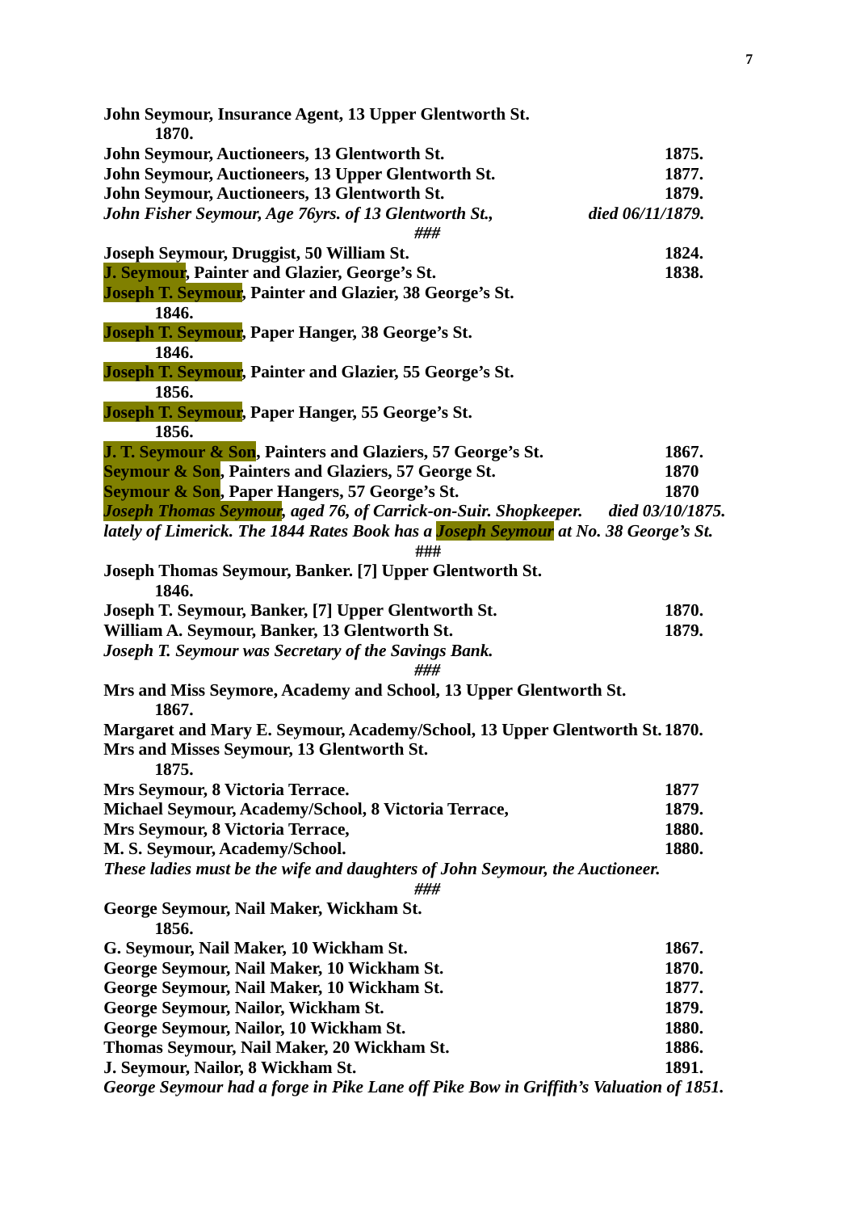**John Seymour, Insurance Agent, 13 Upper Glentworth St. 1870.**
**John Seymour, Auctioneers, 13 Glentworth St. 1875.**
**John Seymour, Auctioneers, 13 Upper Glentworth St. 1877.**
**John Seymour, Auctioneers, 13 Glentworth St. 1879.**
***John Fisher Seymour, Age 76yrs. of 13 Glentworth St., died 06/11/1879.***

***###***

**Joseph Seymour, Druggist, 50 William St. 1824.**
**J. Seymour, Painter and Glazier, George's St. 1838.**
**Joseph T. Seymour, Painter and Glazier, 38 George's St. 1846.**
**Joseph T. Seymour, Paper Hanger, 38 George's St. 1846.**
**Joseph T. Seymour, Painter and Glazier, 55 George's St. 1856.**
**Joseph T. Seymour, Paper Hanger, 55 George's St. 1856.**
**J. T. Seymour & Son, Painters and Glaziers, 57 George's St. 1867.**
**Seymour & Son, Painters and Glaziers, 57 George St. 1870**
**Seymour & Son, Paper Hangers, 57 George's St. 1870**
***Joseph Thomas Seymour, aged 76, of Carrick-on-Suir. Shopkeeper. died 03/10/1875. lately of Limerick. The 1844 Rates Book has a Joseph Seymour at No. 38 George's St.***

***###***

**Joseph Thomas Seymour, Banker. [7] Upper Glentworth St. 1846.**
**Joseph T. Seymour, Banker, [7] Upper Glentworth St. 1870.**
**William A. Seymour, Banker, 13 Glentworth St. 1879.**
***Joseph T. Seymour was Secretary of the Savings Bank.***

***###***

**Mrs and Miss Seymore, Academy and School, 13 Upper Glentworth St. 1867.**
**Margaret and Mary E. Seymour, Academy/School, 13 Upper Glentworth St. 1870.**
**Mrs and Misses Seymour, 13 Glentworth St. 1875.**
**Mrs Seymour, 8 Victoria Terrace. 1877**
**Michael Seymour, Academy/School, 8 Victoria Terrace, 1879.**
**Mrs Seymour, 8 Victoria Terrace, 1880.**
**M. S. Seymour, Academy/School. 1880.**
***These ladies must be the wife and daughters of John Seymour, the Auctioneer.***

***###***

**George Seymour, Nail Maker, Wickham St. 1856.**
**G. Seymour, Nail Maker, 10 Wickham St. 1867.**
**George Seymour, Nail Maker, 10 Wickham St. 1870.**
**George Seymour, Nail Maker, 10 Wickham St. 1877.**
**George Seymour, Nailor, Wickham St. 1879.**
**George Seymour, Nailor, 10 Wickham St. 1880.**
**Thomas Seymour, Nail Maker, 20 Wickham St. 1886.**
**J. Seymour, Nailor, 8 Wickham St. 1891.**
***George Seymour had a forge in Pike Lane off Pike Bow in Griffith's Valuation of 1851.***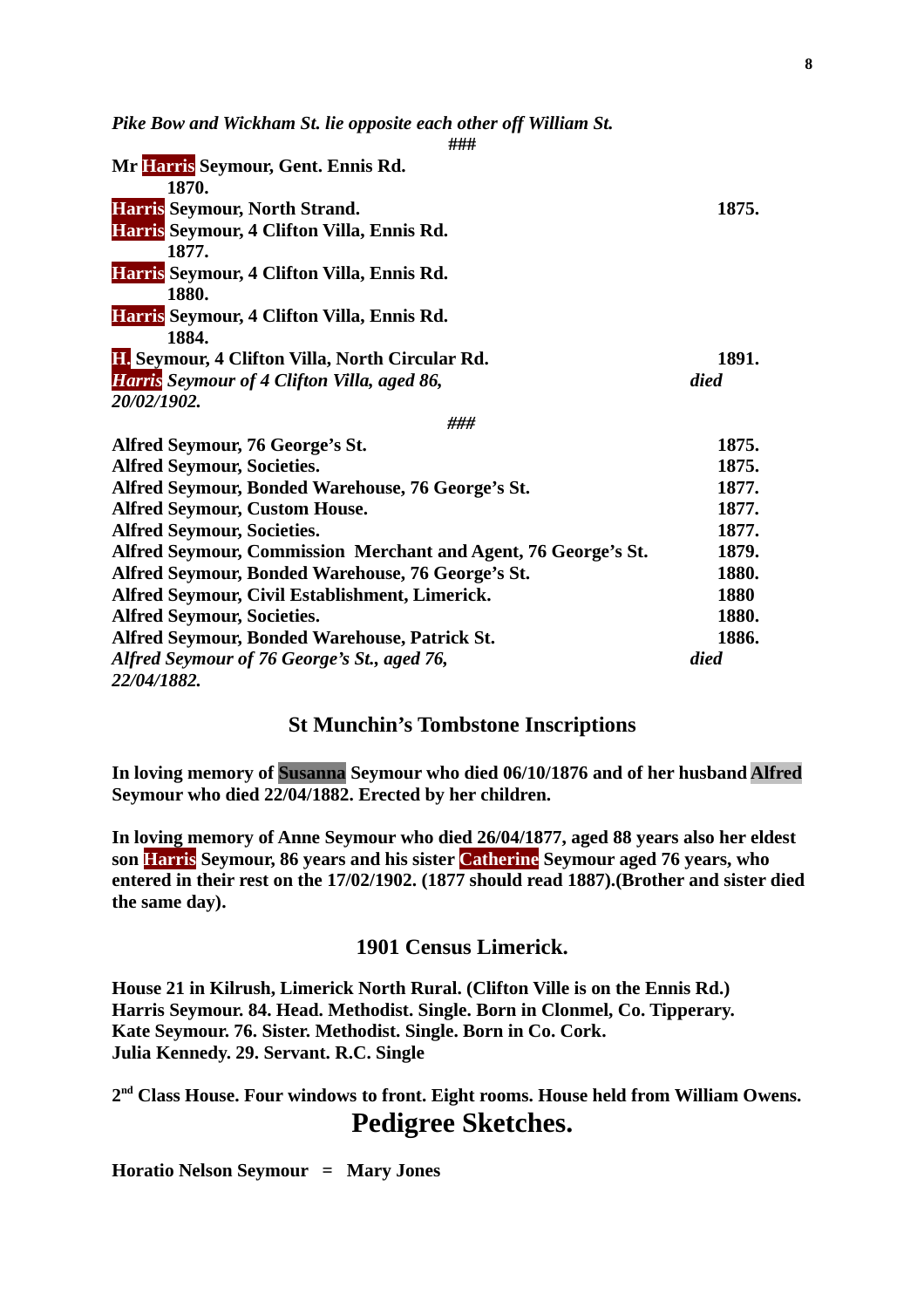*Pike Bow and Wickham St. lie opposite each other off William St.*

###

**Mr Harris Seymour, Gent. Ennis Rd.**
**1870.**
**Harris Seymour, North Strand. 1875.**
**Harris Seymour, 4 Clifton Villa, Ennis Rd.**
**1877.**
**Harris Seymour, 4 Clifton Villa, Ennis Rd.**
**1880.**
**Harris Seymour, 4 Clifton Villa, Ennis Rd.**
**1884.**
**H. Seymour, 4 Clifton Villa, North Circular Rd. 1891.**
***Harris Seymour of 4 Clifton Villa, aged 86, died 20/02/1902.***

###

**Alfred Seymour, 76 George's St. 1875.**
**Alfred Seymour, Societies. 1875.**
**Alfred Seymour, Bonded Warehouse, 76 George's St. 1877.**
**Alfred Seymour, Custom House. 1877.**
**Alfred Seymour, Societies. 1877.**
**Alfred Seymour, Commission Merchant and Agent, 76 George's St. 1879.**
**Alfred Seymour, Bonded Warehouse, 76 George's St. 1880.**
**Alfred Seymour, Civil Establishment, Limerick. 1880**
**Alfred Seymour, Societies. 1880.**
**Alfred Seymour, Bonded Warehouse, Patrick St. 1886.**
***Alfred Seymour of 76 George's St., aged 76, died 22/04/1882.***

## St Munchin's Tombstone Inscriptions

**In loving memory of Susanna Seymour who died 06/10/1876 and of her husband Alfred Seymour who died 22/04/1882. Erected by her children.**

**In loving memory of Anne Seymour who died 26/04/1877, aged 88 years also her eldest son Harris Seymour, 86 years and his sister Catherine Seymour aged 76 years, who entered in their rest on the 17/02/1902. (1877 should read 1887).(Brother and sister died the same day).**

## 1901 Census Limerick.

**House 21 in Kilrush, Limerick North Rural. (Clifton Ville is on the Ennis Rd.)**
**Harris Seymour. 84. Head. Methodist. Single. Born in Clonmel, Co. Tipperary.**
**Kate Seymour. 76. Sister. Methodist. Single. Born in Co. Cork.**
**Julia Kennedy. 29. Servant. R.C. Single**

**2nd Class House. Four windows to front. Eight rooms. House held from William Owens.**

# Pedigree Sketches.

**Horatio Nelson Seymour = Mary Jones**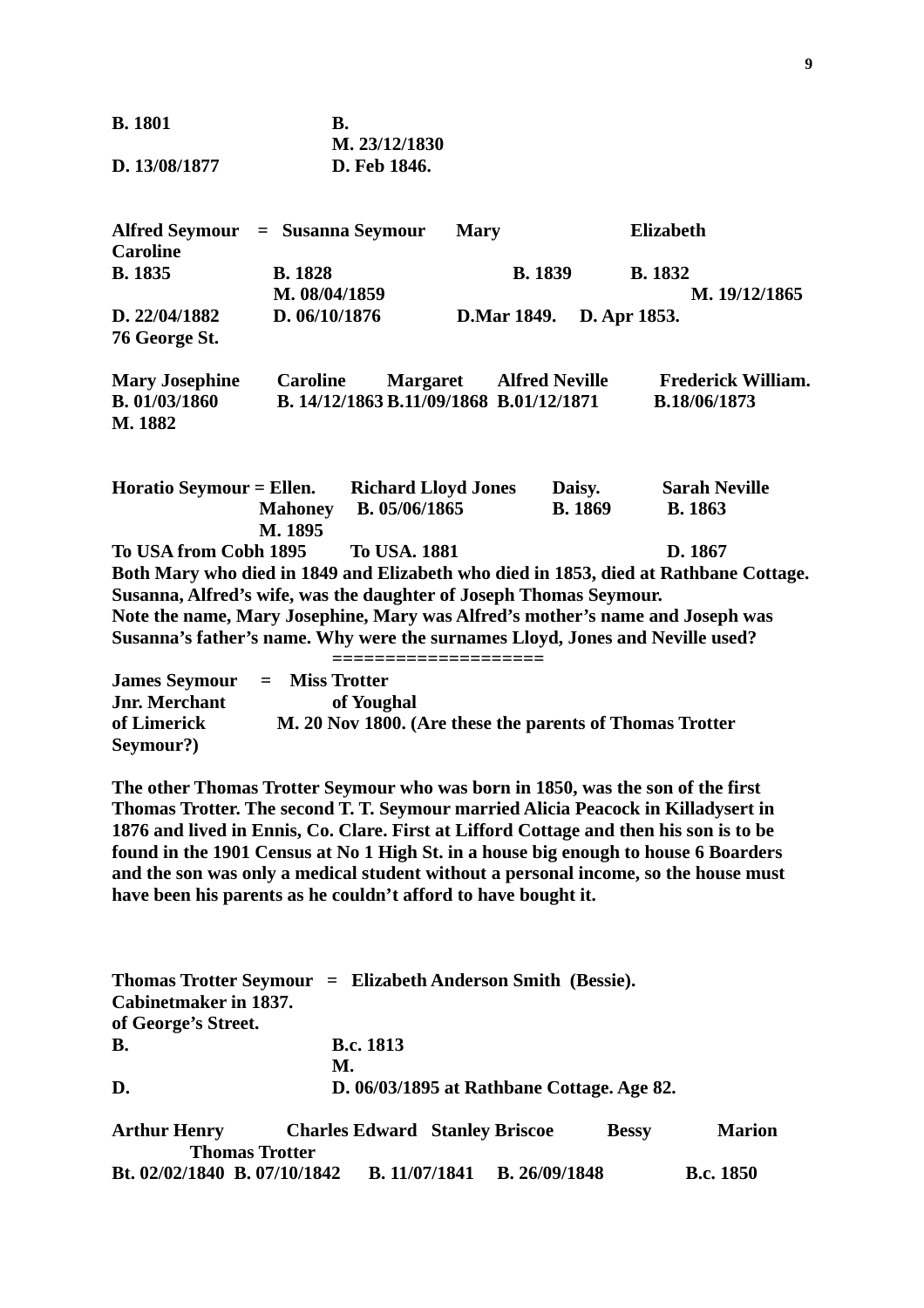**B. 1801 B.**
**M. 23/12/1830**
**D. 13/08/1877 D. Feb 1846.**

**Alfred Seymour = Susanna Seymour Mary Elizabeth Caroline**
**B. 1835 B. 1828 B. 1839 B. 1832**
**M. 08/04/1859 M. 19/12/1865**
**D. 22/04/1882 D. 06/10/1876 D.Mar 1849. D. Apr 1853.**
**76 George St.**

**Mary Josephine Caroline Margaret Alfred Neville Frederick William.**
**B. 01/03/1860 B. 14/12/1863 B.11/09/1868 B.01/12/1871 B.18/06/1873**
**M. 1882**

**Horatio Seymour = Ellen. Richard Lloyd Jones Daisy. Sarah Neville**
**Mahoney B. 05/06/1865 B. 1869 B. 1863**
**M. 1895**
**To USA from Cobh 1895 To USA. 1881 D. 1867**
**Both Mary who died in 1849 and Elizabeth who died in 1853, died at Rathbane Cottage.**
**Susanna, Alfred's wife, was the daughter of Joseph Thomas Seymour.**
**Note the name, Mary Josephine, Mary was Alfred's mother's name and Joseph was Susanna's father's name. Why were the surnames Lloyd, Jones and Neville used?**

**===================**

**James Seymour = Miss Trotter**
**Jnr. Merchant of Youghal**
**of Limerick M. 20 Nov 1800. (Are these the parents of Thomas Trotter Seymour?)**

**The other Thomas Trotter Seymour who was born in 1850, was the son of the first Thomas Trotter. The second T. T. Seymour married Alicia Peacock in Killadysert in 1876 and lived in Ennis, Co. Clare. First at Lifford Cottage and then his son is to be found in the 1901 Census at No 1 High St. in a house big enough to house 6 Boarders and the son was only a medical student without a personal income, so the house must have been his parents as he couldn't afford to have bought it.**

**Thomas Trotter Seymour = Elizabeth Anderson Smith (Bessie).**
**Cabinetmaker in 1837.**
**of George's Street.**
**B. B.c. 1813**
**M.**
**D. D. 06/03/1895 at Rathbane Cottage. Age 82.**

**Arthur Henry Charles Edward Stanley Briscoe Bessy Marion Thomas Trotter**
**Bt. 02/02/1840 B. 07/10/1842 B. 11/07/1841 B. 26/09/1848 B.c. 1850**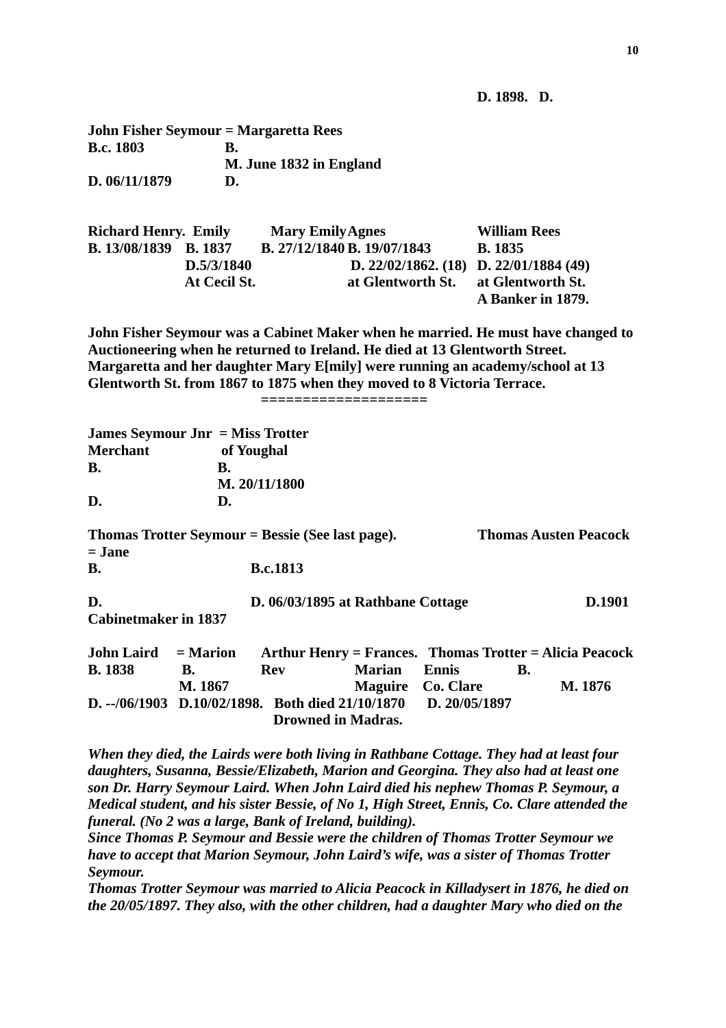**D. 1898.   D.**

**John Fisher Seymour = Margaretta Rees**
**B.c. 1803            B.**
**M. June 1832 in England**
**D. 06/11/1879           D.**

| **Richard Henry.** | **Emily** | **Mary Emily** | **Agnes** | **William Rees** |
|---|---|---|---|---|
| **B. 13/08/1839** | **B. 1837** | **B. 27/12/1840** | **B. 19/07/1843** | **B. 1835** |
| | **D.5/3/1840** | | **D. 22/02/1862. (18)** | **D. 22/01/1884 (49)** |
| | **At Cecil St.** | | **at Glentworth St.** | **at Glentworth St.** |
| | | | | **A Banker in 1879.** |

**John Fisher Seymour was a Cabinet Maker when he married. He must have changed to Auctioneering when he returned to Ireland. He died at 13 Glentworth Street. Margaretta and her daughter Mary E[mily] were running an academy/school at 13 Glentworth St. from 1867 to 1875 when they moved to 8 Victoria Terrace.**

**===================**

**James Seymour Jnr  = Miss Trotter**
**Merchant           of Youghal**
**B.                 B.**
**M. 20/11/1800**
**D.                 D.**

**Thomas Trotter Seymour = Bessie (See last page).          Thomas Austen Peacock = Jane**
**B.                       B.c.1813**

**D.                       D. 06/03/1895 at Rathbane Cottage                D.1901**
**Cabinetmaker in 1837**

| **John Laird** | **= Marion** | **Arthur Henry** | **= Frances.** | **Thomas Trotter** | **= Alicia Peacock** |
|---|---|---|---|---|---|
| **B. 1838** | **B.** | **Rev** | **Marian** | **Ennis** | **B.** |
| | **M. 1867** | | **Maguire** | **Co. Clare** | **M. 1876** |
| **D. --/06/1903** | **D.10/02/1898.** | **Both died 21/10/1870** | | **D. 20/05/1897** | |
| | | **Drowned in Madras.** | | | |

***When they died, the Lairds were both living in Rathbane Cottage. They had at least four daughters, Susanna, Bessie/Elizabeth, Marion and Georgina. They also had at least one son Dr. Harry Seymour Laird. When John Laird died his nephew Thomas P. Seymour, a Medical student, and his sister Bessie, of No 1, High Street, Ennis, Co. Clare attended the funeral. (No 2 was a large, Bank of Ireland, building).***

***Since Thomas P. Seymour and Bessie were the children of Thomas Trotter Seymour we have to accept that Marion Seymour, John Laird's wife, was a sister of Thomas Trotter Seymour.***

***Thomas Trotter Seymour was married to Alicia Peacock in Killadysert in 1876, he died on the 20/05/1897. They also, with the other children, had a daughter Mary who died on the***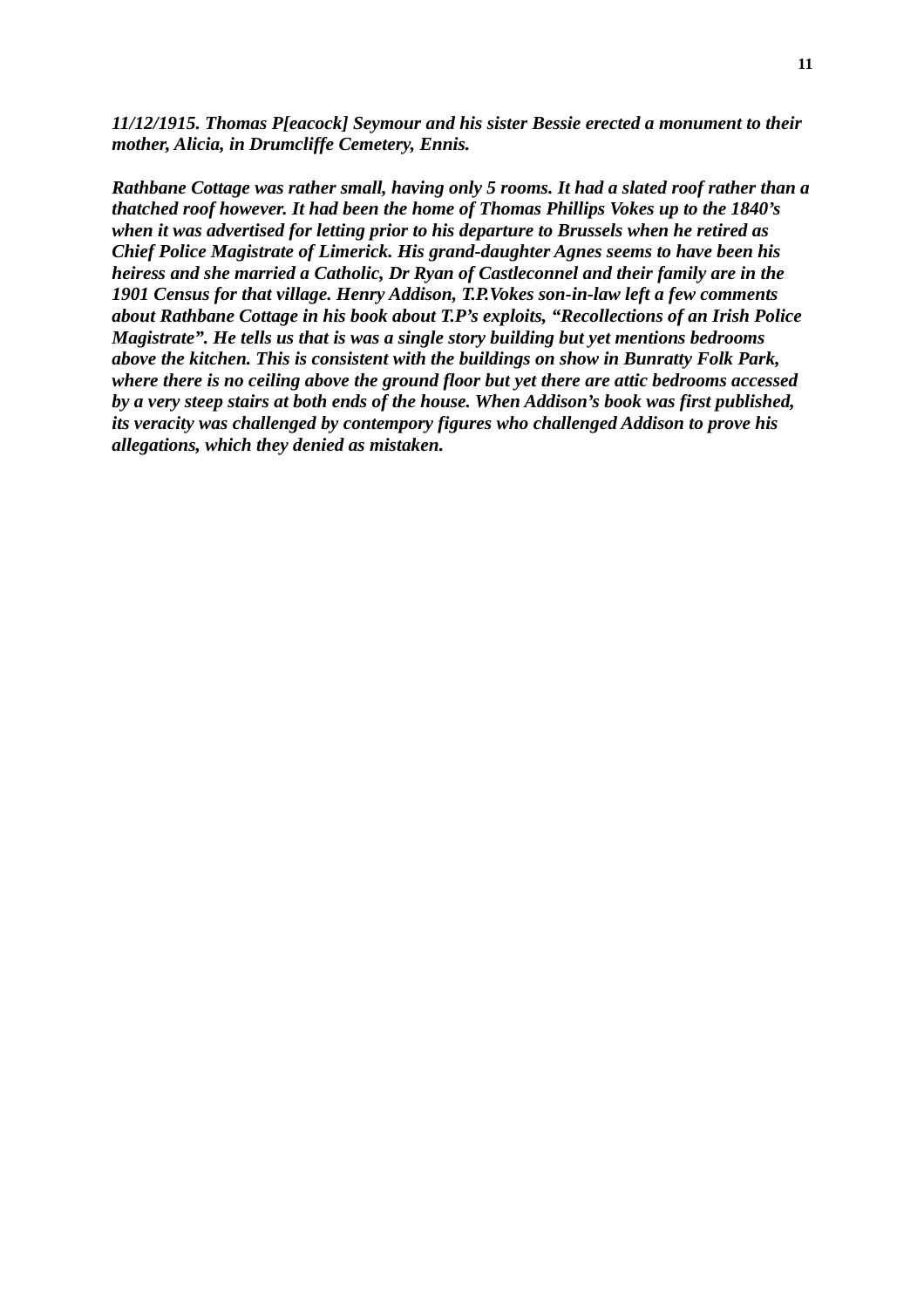***11/12/1915. Thomas P[eacock] Seymour and his sister Bessie erected a monument to their mother, Alicia, in Drumcliffe Cemetery, Ennis.***

***Rathbane Cottage was rather small, having only 5 rooms. It had a slated roof rather than a thatched roof however. It had been the home of Thomas Phillips Vokes up to the 1840's when it was advertised for letting prior to his departure to Brussels when he retired as Chief Police Magistrate of Limerick. His grand-daughter Agnes seems to have been his heiress and she married a Catholic, Dr Ryan of Castleconnel and their family are in the 1901 Census for that village. Henry Addison, T.P.Vokes son-in-law left a few comments about Rathbane Cottage in his book about T.P's exploits, "Recollections of an Irish Police Magistrate". He tells us that is was a single story building but yet mentions bedrooms above the kitchen. This is consistent with the buildings on show in Bunratty Folk Park, where there is no ceiling above the ground floor but yet there are attic bedrooms accessed by a very steep stairs at both ends of the house. When Addison's book was first published, its veracity was challenged by contempory figures who challenged Addison to prove his allegations, which they denied as mistaken.***